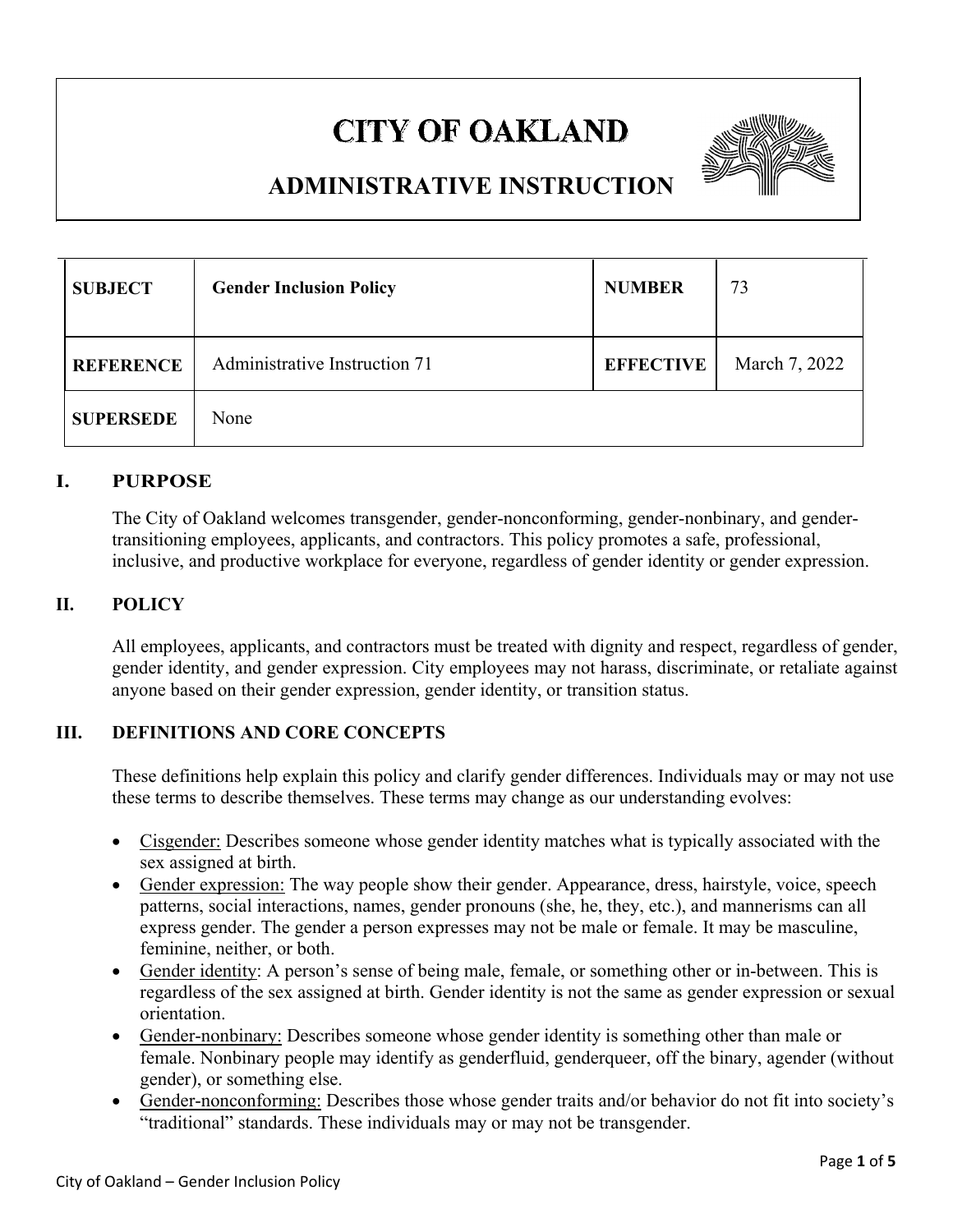# CITY OF OAKLAND

## ADMINISTRATIVE INSTRUCTION

| SUBJECT | Gender Inclusion Policy | NUMBER | 73 |
|---|---|---|---|
| REFERENCE | Administrative Instruction 71 | EFFECTIVE | March 7, 2022 |
| SUPERSEDE | None | | |

## I. PURPOSE

The City of Oakland welcomes transgender, gender-nonconforming, gender-nonbinary, and gender-transitioning employees, applicants, and contractors. This policy promotes a safe, professional, inclusive, and productive workplace for everyone, regardless of gender identity or gender expression.

## II. POLICY

All employees, applicants, and contractors must be treated with dignity and respect, regardless of gender, gender identity, and gender expression. City employees may not harass, discriminate, or retaliate against anyone based on their gender expression, gender identity, or transition status.

## III. DEFINITIONS AND CORE CONCEPTS

These definitions help explain this policy and clarify gender differences. Individuals may or may not use these terms to describe themselves. These terms may change as our understanding evolves:

- Cisgender: Describes someone whose gender identity matches what is typically associated with the sex assigned at birth.
- Gender expression: The way people show their gender. Appearance, dress, hairstyle, voice, speech patterns, social interactions, names, gender pronouns (she, he, they, etc.), and mannerisms can all express gender. The gender a person expresses may not be male or female. It may be masculine, feminine, neither, or both.
- Gender identity: A person's sense of being male, female, or something other or in-between. This is regardless of the sex assigned at birth. Gender identity is not the same as gender expression or sexual orientation.
- Gender-nonbinary: Describes someone whose gender identity is something other than male or female. Nonbinary people may identify as genderfluid, genderqueer, off the binary, agender (without gender), or something else.
- Gender-nonconforming: Describes those whose gender traits and/or behavior do not fit into society's "traditional" standards. These individuals may or may not be transgender.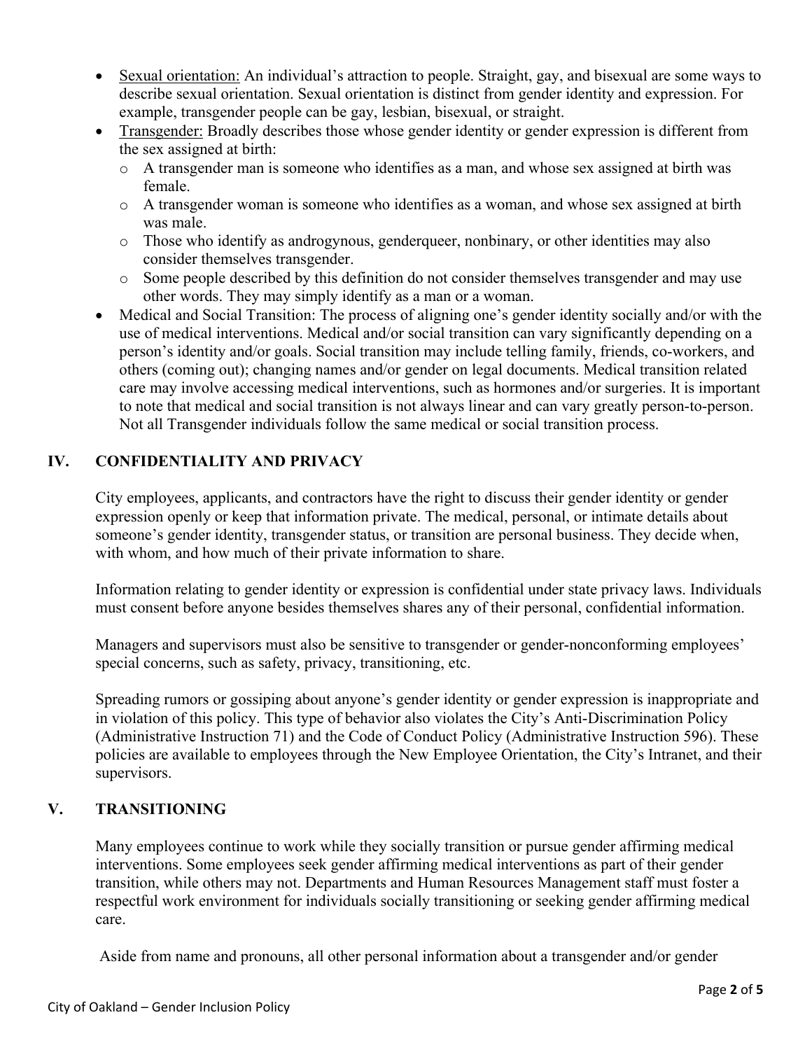- Sexual orientation: An individual's attraction to people. Straight, gay, and bisexual are some ways to describe sexual orientation. Sexual orientation is distinct from gender identity and expression. For example, transgender people can be gay, lesbian, bisexual, or straight.
- Transgender: Broadly describes those whose gender identity or gender expression is different from the sex assigned at birth:
  - A transgender man is someone who identifies as a man, and whose sex assigned at birth was female.
  - A transgender woman is someone who identifies as a woman, and whose sex assigned at birth was male.
  - Those who identify as androgynous, genderqueer, nonbinary, or other identities may also consider themselves transgender.
  - Some people described by this definition do not consider themselves transgender and may use other words. They may simply identify as a man or a woman.
- Medical and Social Transition: The process of aligning one's gender identity socially and/or with the use of medical interventions. Medical and/or social transition can vary significantly depending on a person's identity and/or goals. Social transition may include telling family, friends, co-workers, and others (coming out); changing names and/or gender on legal documents. Medical transition related care may involve accessing medical interventions, such as hormones and/or surgeries. It is important to note that medical and social transition is not always linear and can vary greatly person-to-person. Not all Transgender individuals follow the same medical or social transition process.

## IV. CONFIDENTIALITY AND PRIVACY

City employees, applicants, and contractors have the right to discuss their gender identity or gender expression openly or keep that information private. The medical, personal, or intimate details about someone's gender identity, transgender status, or transition are personal business. They decide when, with whom, and how much of their private information to share.

Information relating to gender identity or expression is confidential under state privacy laws. Individuals must consent before anyone besides themselves shares any of their personal, confidential information.

Managers and supervisors must also be sensitive to transgender or gender-nonconforming employees' special concerns, such as safety, privacy, transitioning, etc.

Spreading rumors or gossiping about anyone's gender identity or gender expression is inappropriate and in violation of this policy. This type of behavior also violates the City's Anti-Discrimination Policy (Administrative Instruction 71) and the Code of Conduct Policy (Administrative Instruction 596). These policies are available to employees through the New Employee Orientation, the City's Intranet, and their supervisors.

## V. TRANSITIONING

Many employees continue to work while they socially transition or pursue gender affirming medical interventions. Some employees seek gender affirming medical interventions as part of their gender transition, while others may not. Departments and Human Resources Management staff must foster a respectful work environment for individuals socially transitioning or seeking gender affirming medical care.

Aside from name and pronouns, all other personal information about a transgender and/or gender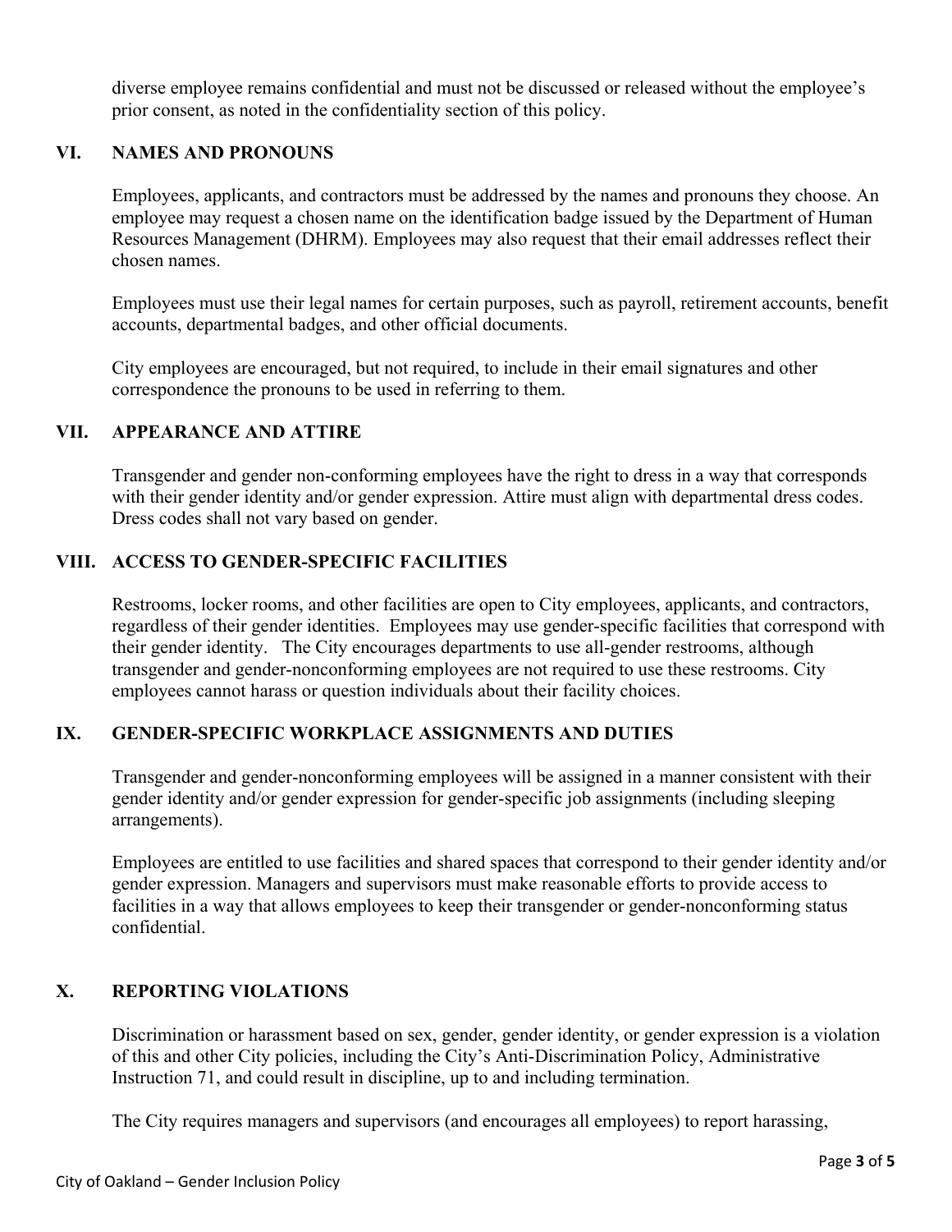diverse employee remains confidential and must not be discussed or released without the employee's prior consent, as noted in the confidentiality section of this policy.

## VI. NAMES AND PRONOUNS

Employees, applicants, and contractors must be addressed by the names and pronouns they choose. An employee may request a chosen name on the identification badge issued by the Department of Human Resources Management (DHRM). Employees may also request that their email addresses reflect their chosen names.

Employees must use their legal names for certain purposes, such as payroll, retirement accounts, benefit accounts, departmental badges, and other official documents.

City employees are encouraged, but not required, to include in their email signatures and other correspondence the pronouns to be used in referring to them.

## VII. APPEARANCE AND ATTIRE

Transgender and gender non-conforming employees have the right to dress in a way that corresponds with their gender identity and/or gender expression. Attire must align with departmental dress codes. Dress codes shall not vary based on gender.

## VIII. ACCESS TO GENDER-SPECIFIC FACILITIES

Restrooms, locker rooms, and other facilities are open to City employees, applicants, and contractors, regardless of their gender identities. Employees may use gender-specific facilities that correspond with their gender identity. The City encourages departments to use all-gender restrooms, although transgender and gender-nonconforming employees are not required to use these restrooms. City employees cannot harass or question individuals about their facility choices.

## IX. GENDER-SPECIFIC WORKPLACE ASSIGNMENTS AND DUTIES

Transgender and gender-nonconforming employees will be assigned in a manner consistent with their gender identity and/or gender expression for gender-specific job assignments (including sleeping arrangements).

Employees are entitled to use facilities and shared spaces that correspond to their gender identity and/or gender expression. Managers and supervisors must make reasonable efforts to provide access to facilities in a way that allows employees to keep their transgender or gender-nonconforming status confidential.

## X. REPORTING VIOLATIONS

Discrimination or harassment based on sex, gender, gender identity, or gender expression is a violation of this and other City policies, including the City's Anti-Discrimination Policy, Administrative Instruction 71, and could result in discipline, up to and including termination.

The City requires managers and supervisors (and encourages all employees) to report harassing,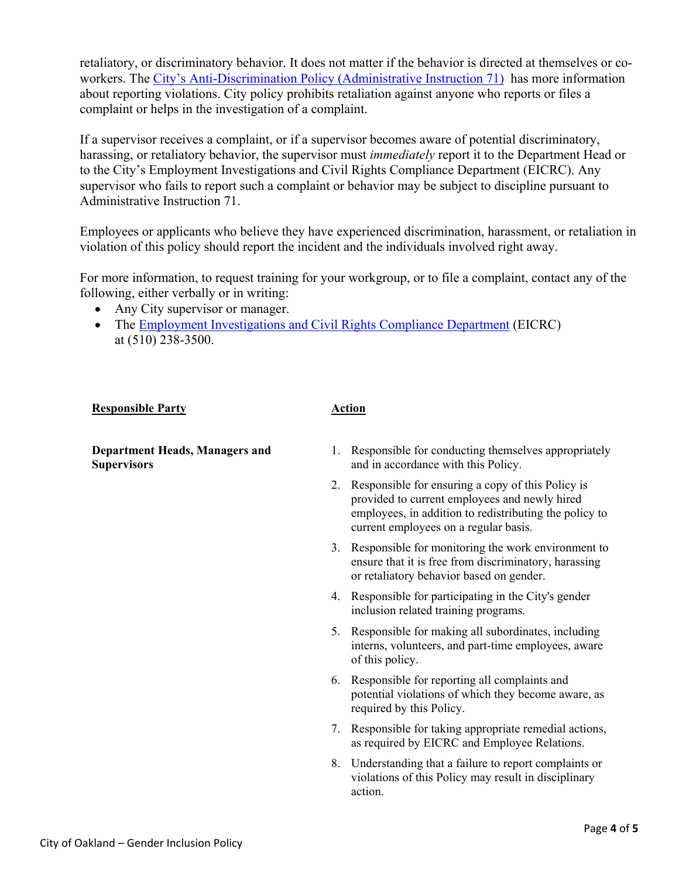retaliatory, or discriminatory behavior. It does not matter if the behavior is directed at themselves or co-workers. The [City's Anti-Discrimination Policy (Administrative Instruction 71)](#) has more information about reporting violations. City policy prohibits retaliation against anyone who reports or files a complaint or helps in the investigation of a complaint.

If a supervisor receives a complaint, or if a supervisor becomes aware of potential discriminatory, harassing, or retaliatory behavior, the supervisor must *immediately* report it to the Department Head or to the City's Employment Investigations and Civil Rights Compliance Department (EICRC). Any supervisor who fails to report such a complaint or behavior may be subject to discipline pursuant to Administrative Instruction 71.

Employees or applicants who believe they have experienced discrimination, harassment, or retaliation in violation of this policy should report the incident and the individuals involved right away.

For more information, to request training for your workgroup, or to file a complaint, contact any of the following, either verbally or in writing:

- Any City supervisor or manager.
- The [Employment Investigations and Civil Rights Compliance Department](#) (EICRC) at (510) 238-3500.

| Responsible Party | Action |
|---|---|
| **Department Heads, Managers and Supervisors** | 1. Responsible for conducting themselves appropriately and in accordance with this Policy.<br>2. Responsible for ensuring a copy of this Policy is provided to current employees and newly hired employees, in addition to redistributing the policy to current employees on a regular basis.<br>3. Responsible for monitoring the work environment to ensure that it is free from discriminatory, harassing or retaliatory behavior based on gender.<br>4. Responsible for participating in the City's gender inclusion related training programs.<br>5. Responsible for making all subordinates, including interns, volunteers, and part-time employees, aware of this policy.<br>6. Responsible for reporting all complaints and potential violations of which they become aware, as required by this Policy.<br>7. Responsible for taking appropriate remedial actions, as required by EICRC and Employee Relations.<br>8. Understanding that a failure to report complaints or violations of this Policy may result in disciplinary action. |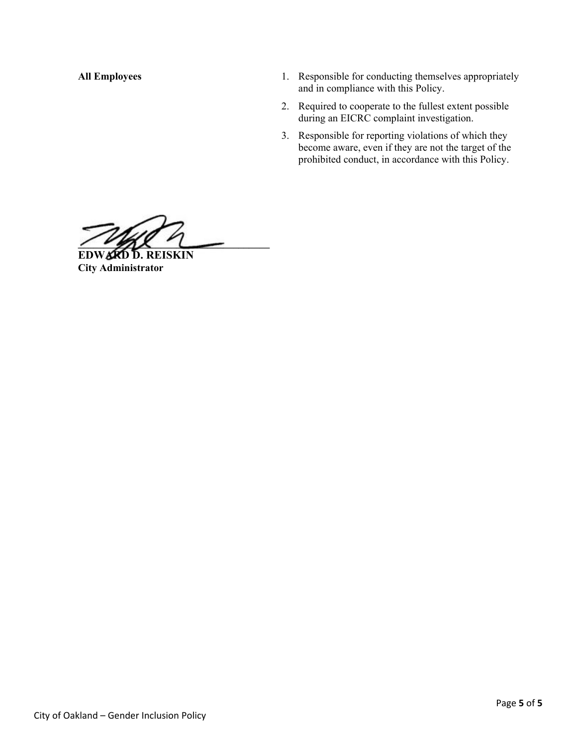| | |
|---|---|
| **All Employees** | 1. Responsible for conducting themselves appropriately and in compliance with this Policy.<br>2. Required to cooperate to the fullest extent possible during an EICRC complaint investigation.<br>3. Responsible for reporting violations of which they become aware, even if they are not the target of the prohibited conduct, in accordance with this Policy. |

**EDWARD D. REISKIN**
**City Administrator**